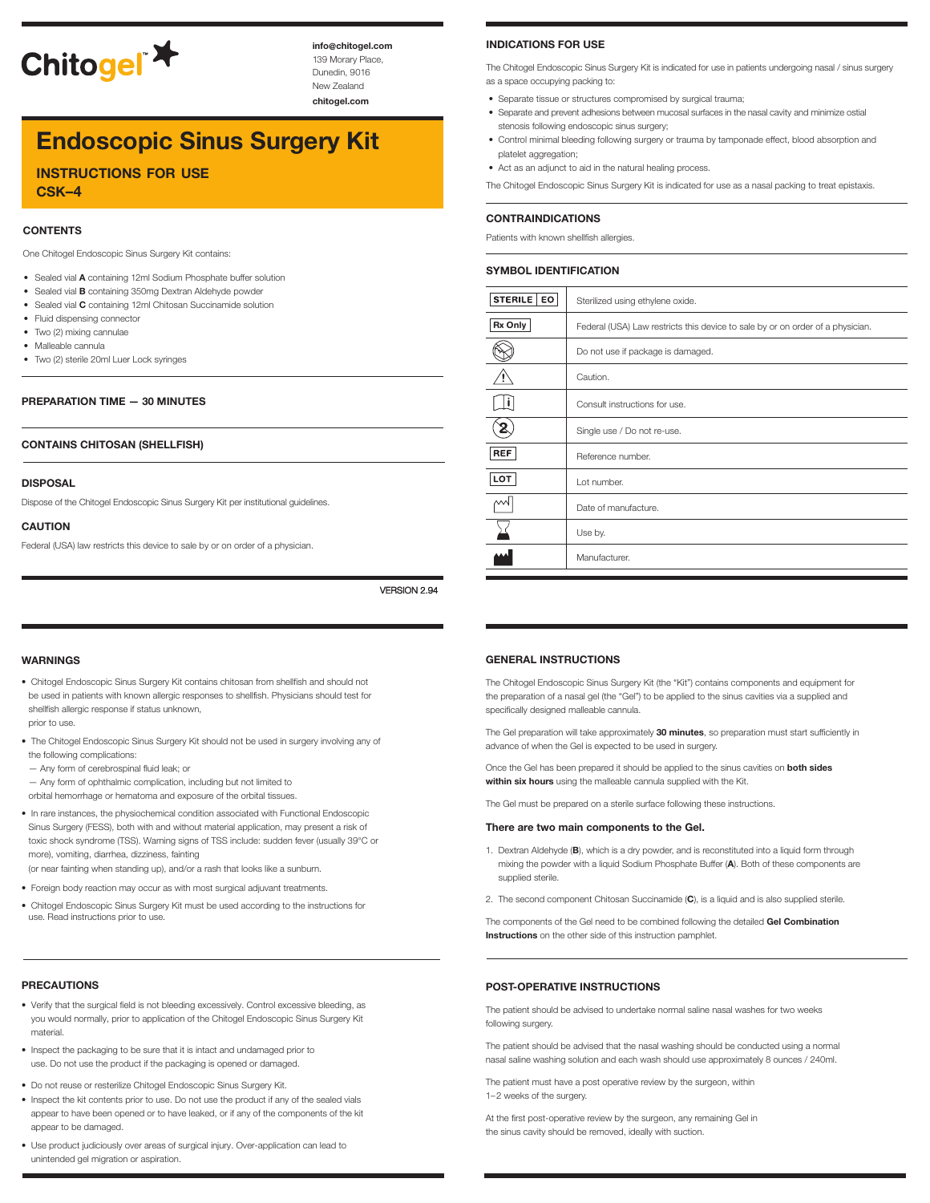Chitogel™

**info@chitogel.com**
139 Morary Place,
Dunedin, 9016
New Zealand
**chitogel.com**

# Endoscopic Sinus Surgery Kit

## INSTRUCTIONS FOR USE
## CSK–4

### CONTENTS

One Chitogel Endoscopic Sinus Surgery Kit contains:

- Sealed vial **A** containing 12ml Sodium Phosphate buffer solution
- Sealed vial **B** containing 350mg Dextran Aldehyde powder
- Sealed vial **C** containing 12ml Chitosan Succinamide solution
- Fluid dispensing connector
- Two (2) mixing cannulae
- Malleable cannula
- Two (2) sterile 20ml Luer Lock syringes

### PREPARATION TIME — 30 MINUTES

### CONTAINS CHITOSAN (SHELLFISH)

### DISPOSAL

Dispose of the Chitogel Endoscopic Sinus Surgery Kit per institutional guidelines.

### CAUTION

Federal (USA) law restricts this device to sale by or on order of a physician.

VERSION 2.94

### INDICATIONS FOR USE

The Chitogel Endoscopic Sinus Surgery Kit is indicated for use in patients undergoing nasal / sinus surgery as a space occupying packing to:

- Separate tissue or structures compromised by surgical trauma;
- Separate and prevent adhesions between mucosal surfaces in the nasal cavity and minimize ostial stenosis following endoscopic sinus surgery;
- Control minimal bleeding following surgery or trauma by tamponade effect, blood absorption and platelet aggregation;
- Act as an adjunct to aid in the natural healing process.

The Chitogel Endoscopic Sinus Surgery Kit is indicated for use as a nasal packing to treat epistaxis.

### CONTRAINDICATIONS

Patients with known shellfish allergies.

### SYMBOL IDENTIFICATION

| Symbol | Meaning |
|---|---|
| STERILE EO | Sterilized using ethylene oxide. |
| Rx Only | Federal (USA) Law restricts this device to sale by or on order of a physician. |
| (damaged package symbol) | Do not use if package is damaged. |
| (caution symbol) | Caution. |
| (instructions symbol) | Consult instructions for use. |
| (single use symbol) | Single use / Do not re-use. |
| REF | Reference number. |
| LOT | Lot number. |
| (date of manufacture symbol) | Date of manufacture. |
| (use by symbol) | Use by. |
| (manufacturer symbol) | Manufacturer. |

### WARNINGS

- Chitogel Endoscopic Sinus Surgery Kit contains chitosan from shellfish and should not be used in patients with known allergic responses to shellfish. Physicians should test for shellfish allergic response if status unknown, prior to use.
- The Chitogel Endoscopic Sinus Surgery Kit should not be used in surgery involving any of the following complications:
  — Any form of cerebrospinal fluid leak; or
  — Any form of ophthalmic complication, including but not limited to orbital hemorrhage or hematoma and exposure of the orbital tissues.
- In rare instances, the physiochemical condition associated with Functional Endoscopic Sinus Surgery (FESS), both with and without material application, may present a risk of toxic shock syndrome (TSS). Warning signs of TSS include: sudden fever (usually 39°C or more), vomiting, diarrhea, dizziness, fainting (or near fainting when standing up), and/or a rash that looks like a sunburn.
- Foreign body reaction may occur as with most surgical adjuvant treatments.
- Chitogel Endoscopic Sinus Surgery Kit must be used according to the instructions for use. Read instructions prior to use.

### PRECAUTIONS

- Verify that the surgical field is not bleeding excessively. Control excessive bleeding, as you would normally, prior to application of the Chitogel Endoscopic Sinus Surgery Kit material.
- Inspect the packaging to be sure that it is intact and undamaged prior to use. Do not use the product if the packaging is opened or damaged.
- Do not reuse or resterilize Chitogel Endoscopic Sinus Surgery Kit.
- Inspect the kit contents prior to use. Do not use the product if any of the sealed vials appear to have been opened or to have leaked, or if any of the components of the kit appear to be damaged.
- Use product judiciously over areas of surgical injury. Over-application can lead to unintended gel migration or aspiration.

### GENERAL INSTRUCTIONS

The Chitogel Endoscopic Sinus Surgery Kit (the "Kit") contains components and equipment for the preparation of a nasal gel (the "Gel") to be applied to the sinus cavities via a supplied and specifically designed malleable cannula.

The Gel preparation will take approximately **30 minutes**, so preparation must start sufficiently in advance of when the Gel is expected to be used in surgery.

Once the Gel has been prepared it should be applied to the sinus cavities on **both sides within six hours** using the malleable cannula supplied with the Kit.

The Gel must be prepared on a sterile surface following these instructions.

**There are two main components to the Gel.**

1. Dextran Aldehyde (**B**), which is a dry powder, and is reconstituted into a liquid form through mixing the powder with a liquid Sodium Phosphate Buffer (**A**). Both of these components are supplied sterile.
2. The second component Chitosan Succinamide (**C**), is a liquid and is also supplied sterile.

The components of the Gel need to be combined following the detailed **Gel Combination Instructions** on the other side of this instruction pamphlet.

### POST-OPERATIVE INSTRUCTIONS

The patient should be advised to undertake normal saline nasal washes for two weeks following surgery.

The patient should be advised that the nasal washing should be conducted using a normal nasal saline washing solution and each wash should use approximately 8 ounces / 240ml.

The patient must have a post operative review by the surgeon, within 1–2 weeks of the surgery.

At the first post-operative review by the surgeon, any remaining Gel in the sinus cavity should be removed, ideally with suction.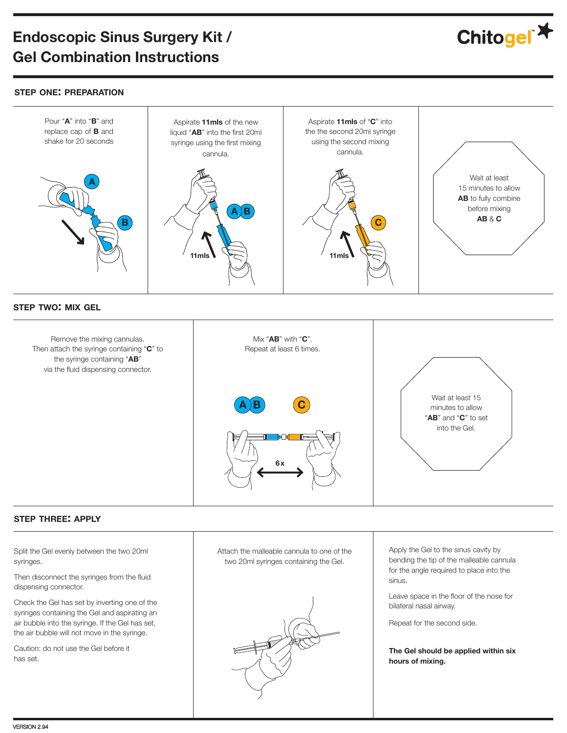# Endoscopic Sinus Surgery Kit / Gel Combination Instructions

Chitogel™

## STEP ONE: PREPARATION

Pour "**A**" into "**B**" and replace cap of **B** and shake for 20 seconds

A

B

Aspirate **11mls** of the new liquid "**AB**" into the first 20ml syringe using the first mixing cannula.

A B

11mls

Aspirate **11mls** of "**C**" into the the second 20ml syringe using the second mixing cannula.

C

11mls

Wait at least 15 minutes to allow **AB** to fully combine before mixing **AB** & **C**

## STEP TWO: MIX GEL

Remove the mixing cannulas. Then attach the syringe containing "**C**" to the syringe containing "**AB**" via the fluid dispensing connector.

Mix "**AB**" with "**C**". Repeat at least 6 times.

A B

C

6x

Wait at least 15 minutes to allow "**AB**" and "**C**" to set into the Gel.

## STEP THREE: APPLY

Split the Gel evenly between the two 20ml syringes.

Then disconnect the syringes from the fluid dispensing connector.

Check the Gel has set by inverting one of the syringes containing the Gel and aspirating an air bubble into the syringe. If the Gel has set, the air bubble will not move in the syringe.

Caution: do not use the Gel before it has set.

Attach the malleable cannula to one of the two 20ml syringes containing the Gel.

Apply the Gel to the sinus cavity by bending the tip of the malleable cannula for the angle required to place into the sinus.

Leave space in the floor of the nose for bilateral nasal airway.

Repeat for the second side.

**The Gel should be applied within six hours of mixing.**

VERSION 2.94